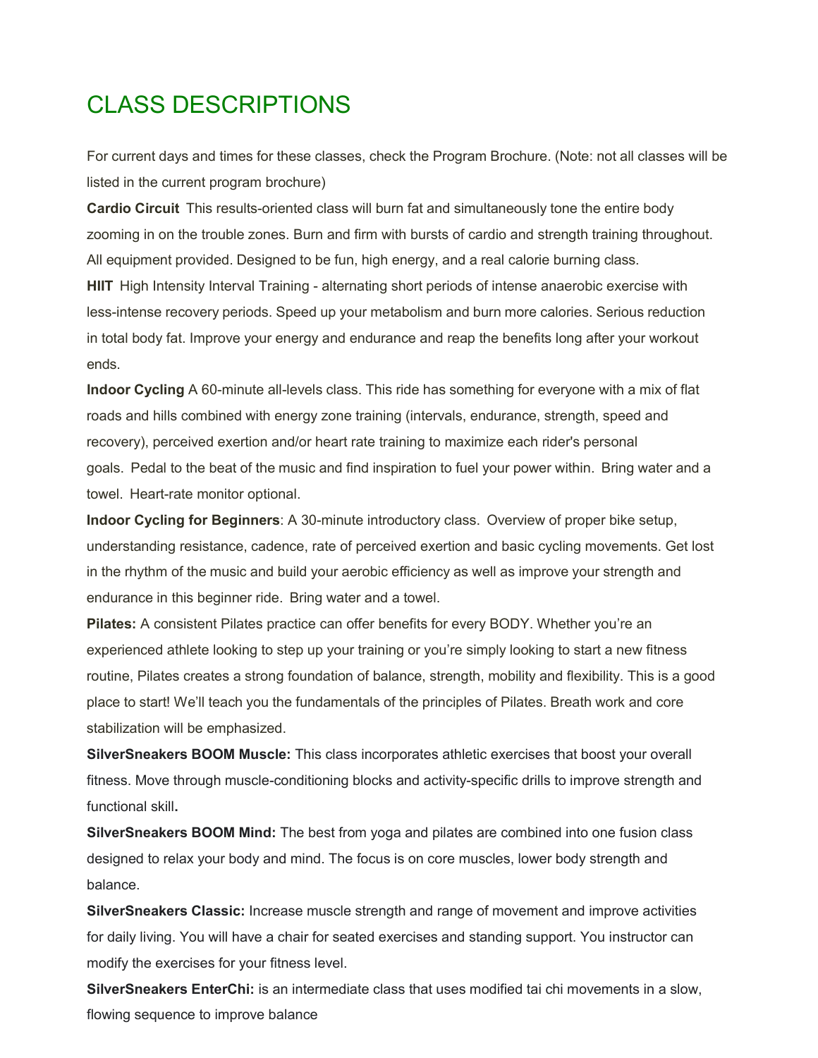# CLASS DESCRIPTIONS

For current days and times for these classes, check the Program Brochure. (Note: not all classes will be listed in the current program brochure)

**Cardio Circuit** This results-oriented class will burn fat and simultaneously tone the entire body zooming in on the trouble zones. Burn and firm with bursts of cardio and strength training throughout. All equipment provided. Designed to be fun, high energy, and a real calorie burning class.

**HIIT** High Intensity Interval Training - alternating short periods of intense anaerobic exercise with less-intense recovery periods. Speed up your metabolism and burn more calories. Serious reduction in total body fat. Improve your energy and endurance and reap the benefits long after your workout ends.

**Indoor Cycling** A 60-minute all-levels class. This ride has something for everyone with a mix of flat roads and hills combined with energy zone training (intervals, endurance, strength, speed and recovery), perceived exertion and/or heart rate training to maximize each rider's personal goals. Pedal to the beat of the music and find inspiration to fuel your power within. Bring water and a towel. Heart-rate monitor optional.

**Indoor Cycling for Beginners**: A 30-minute introductory class. Overview of proper bike setup, understanding resistance, cadence, rate of perceived exertion and basic cycling movements. Get lost in the rhythm of the music and build your aerobic efficiency as well as improve your strength and endurance in this beginner ride. Bring water and a towel.

**Pilates:** A consistent Pilates practice can offer benefits for every BODY. Whether you're an experienced athlete looking to step up your training or you're simply looking to start a new fitness routine, Pilates creates a strong foundation of balance, strength, mobility and flexibility. This is a good place to start! We'll teach you the fundamentals of the principles of Pilates. Breath work and core stabilization will be emphasized.

**SilverSneakers BOOM Muscle:** This class incorporates athletic exercises that boost your overall fitness. Move through muscle-conditioning blocks and activity-specific drills to improve strength and functional skill**.**

**SilverSneakers BOOM Mind:** The best from yoga and pilates are combined into one fusion class designed to relax your body and mind. The focus is on core muscles, lower body strength and balance.

**SilverSneakers Classic:** Increase muscle strength and range of movement and improve activities for daily living. You will have a chair for seated exercises and standing support. You instructor can modify the exercises for your fitness level.

**SilverSneakers EnterChi:** is an intermediate class that uses modified tai chi movements in a slow, flowing sequence to improve balance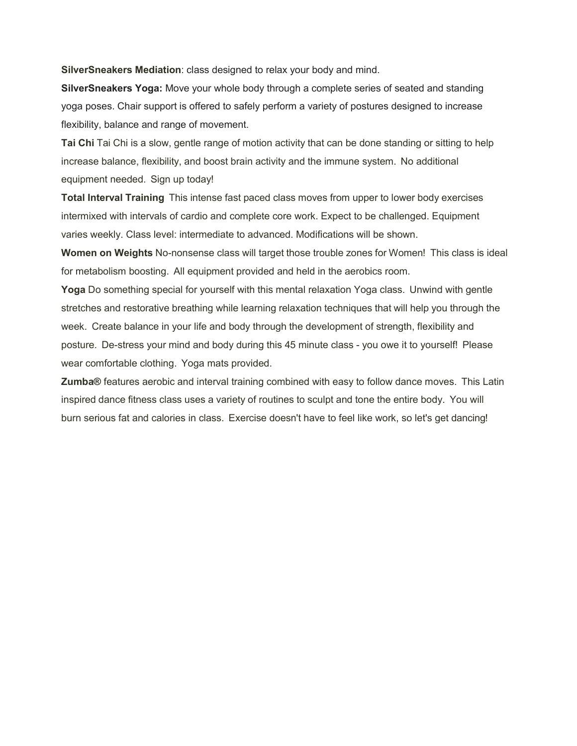**SilverSneakers Mediation**: class designed to relax your body and mind.

**SilverSneakers Yoga:** Move your whole body through a complete series of seated and standing yoga poses. Chair support is offered to safely perform a variety of postures designed to increase flexibility, balance and range of movement.

**Tai Chi** Tai Chi is a slow, gentle range of motion activity that can be done standing or sitting to help increase balance, flexibility, and boost brain activity and the immune system. No additional equipment needed. Sign up today!

**Total Interval Training** This intense fast paced class moves from upper to lower body exercises intermixed with intervals of cardio and complete core work. Expect to be challenged. Equipment varies weekly. Class level: intermediate to advanced. Modifications will be shown.

**Women on Weights** No-nonsense class will target those trouble zones for Women! This class is ideal for metabolism boosting. All equipment provided and held in the aerobics room.

**Yoga** Do something special for yourself with this mental relaxation Yoga class. Unwind with gentle stretches and restorative breathing while learning relaxation techniques that will help you through the week. Create balance in your life and body through the development of strength, flexibility and posture. De-stress your mind and body during this 45 minute class - you owe it to yourself! Please wear comfortable clothing. Yoga mats provided.

**Zumba®** features aerobic and interval training combined with easy to follow dance moves. This Latin inspired dance fitness class uses a variety of routines to sculpt and tone the entire body. You will burn serious fat and calories in class. Exercise doesn't have to feel like work, so let's get dancing!